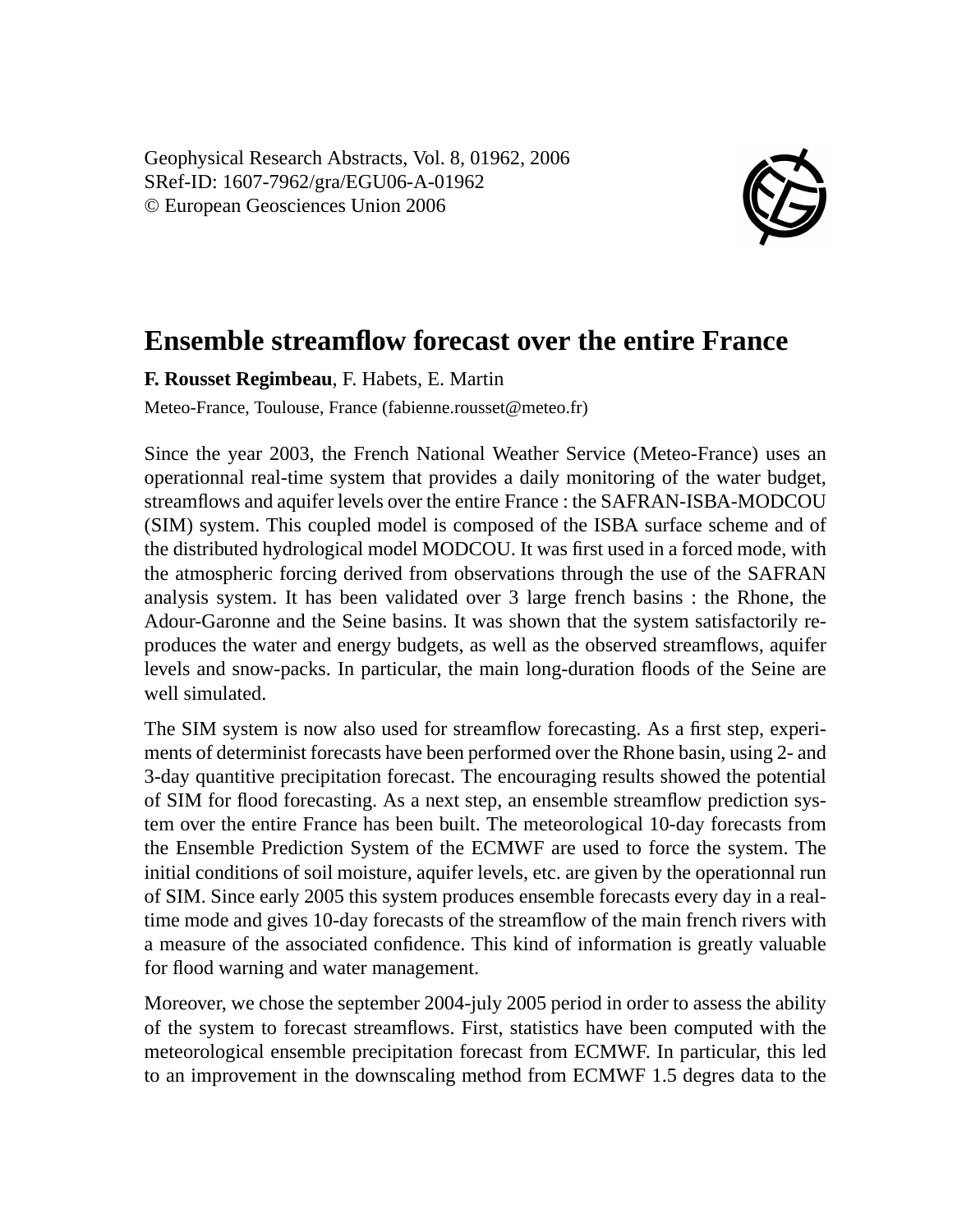Geophysical Research Abstracts, Vol. 8, 01962, 2006
SRef-ID: 1607-7962/gra/EGU06-A-01962
© European Geosciences Union 2006

# Ensemble streamflow forecast over the entire France

**F. Rousset Regimbeau**, F. Habets, E. Martin

Meteo-France, Toulouse, France (fabienne.rousset@meteo.fr)

Since the year 2003, the French National Weather Service (Meteo-France) uses an operationnal real-time system that provides a daily monitoring of the water budget, streamflows and aquifer levels over the entire France : the SAFRAN-ISBA-MODCOU (SIM) system. This coupled model is composed of the ISBA surface scheme and of the distributed hydrological model MODCOU. It was first used in a forced mode, with the atmospheric forcing derived from observations through the use of the SAFRAN analysis system. It has been validated over 3 large french basins : the Rhone, the Adour-Garonne and the Seine basins. It was shown that the system satisfactorily reproduces the water and energy budgets, as well as the observed streamflows, aquifer levels and snow-packs. In particular, the main long-duration floods of the Seine are well simulated.

The SIM system is now also used for streamflow forecasting. As a first step, experiments of determinist forecasts have been performed over the Rhone basin, using 2- and 3-day quantitive precipitation forecast. The encouraging results showed the potential of SIM for flood forecasting. As a next step, an ensemble streamflow prediction system over the entire France has been built. The meteorological 10-day forecasts from the Ensemble Prediction System of the ECMWF are used to force the system. The initial conditions of soil moisture, aquifer levels, etc. are given by the operationnal run of SIM. Since early 2005 this system produces ensemble forecasts every day in a real-time mode and gives 10-day forecasts of the streamflow of the main french rivers with a measure of the associated confidence. This kind of information is greatly valuable for flood warning and water management.

Moreover, we chose the september 2004-july 2005 period in order to assess the ability of the system to forecast streamflows. First, statistics have been computed with the meteorological ensemble precipitation forecast from ECMWF. In particular, this led to an improvement in the downscaling method from ECMWF 1.5 degres data to the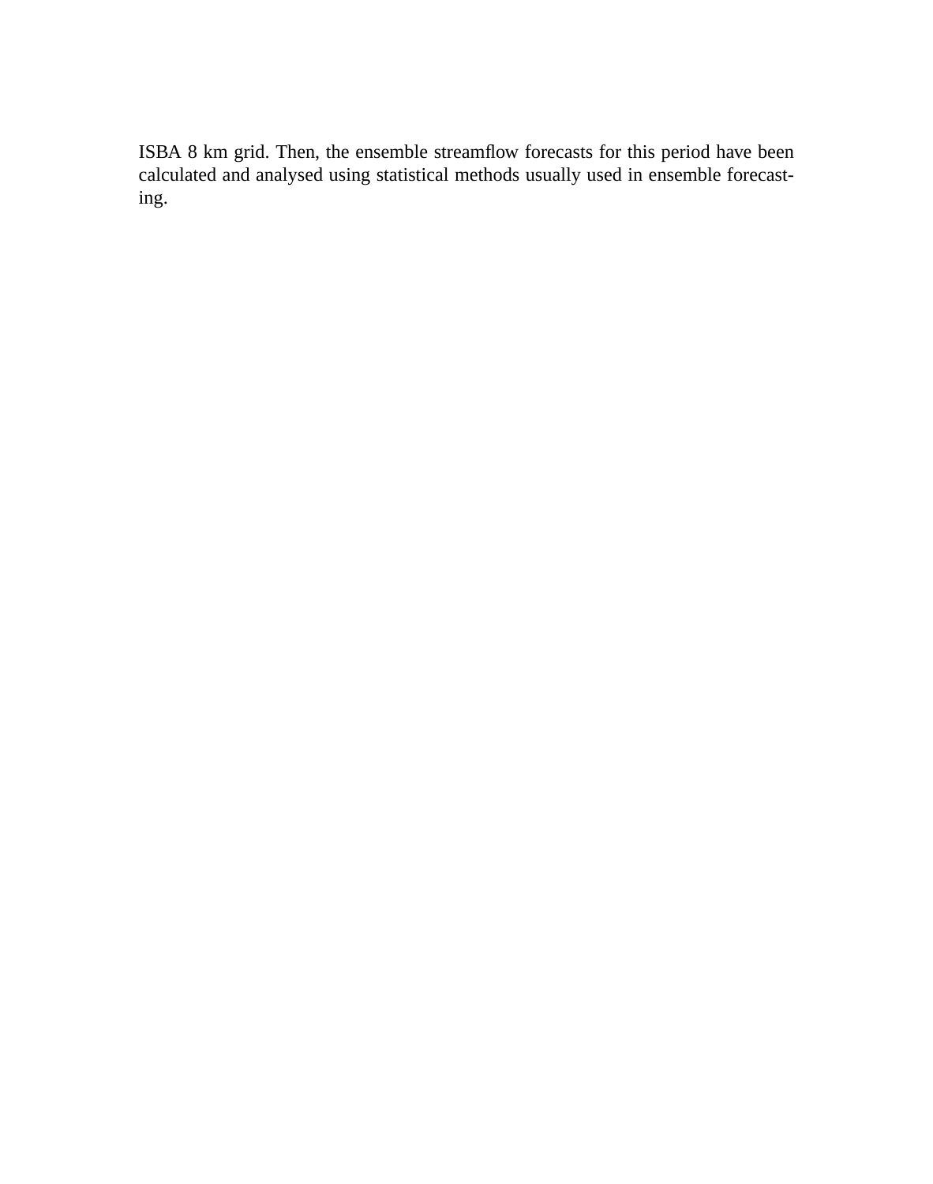ISBA 8 km grid. Then, the ensemble streamflow forecasts for this period have been calculated and analysed using statistical methods usually used in ensemble forecasting.